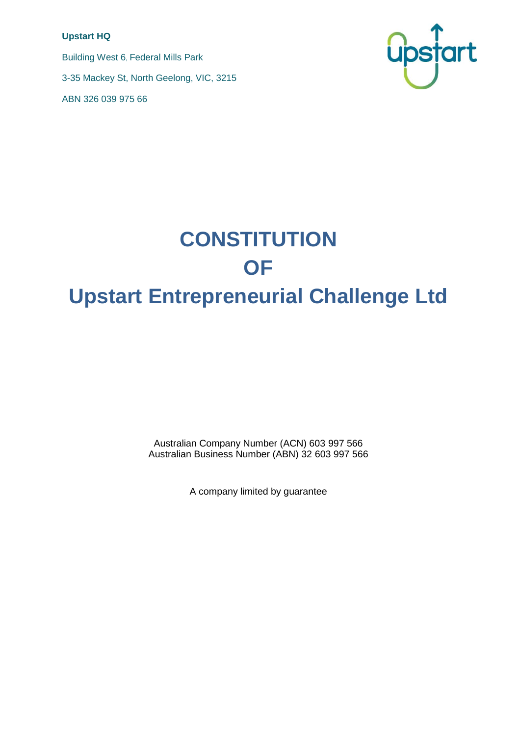**Upstart HQ**

Building West 6, Federal Mills Park

3-35 Mackey St, North Geelong, VIC, 3215

ABN 326 039 975 66

# CONSTITUTION
# OF
# Upstart Entrepreneurial Challenge Ltd

Australian Company Number (ACN) 603 997 566
Australian Business Number (ABN) 32 603 997 566

A company limited by guarantee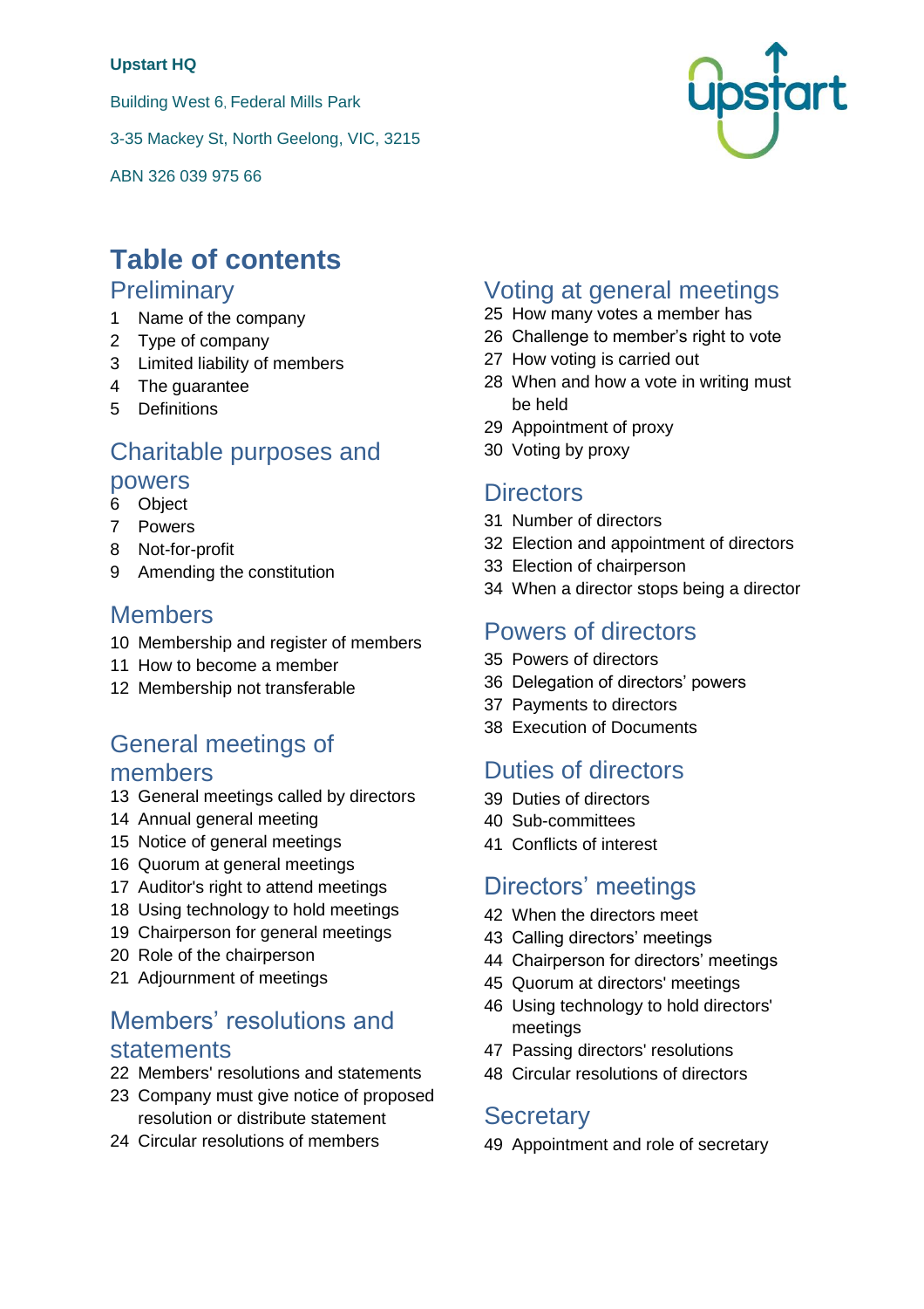**Upstart HQ**

Building West 6, Federal Mills Park

3-35 Mackey St, North Geelong, VIC, 3215

ABN 326 039 975 66

# Table of contents

## Preliminary

1 Name of the company
2 Type of company
3 Limited liability of members
4 The guarantee
5 Definitions

## Charitable purposes and powers

6 Object
7 Powers
8 Not-for-profit
9 Amending the constitution

## Members

10 Membership and register of members
11 How to become a member
12 Membership not transferable

## General meetings of members

13 General meetings called by directors
14 Annual general meeting
15 Notice of general meetings
16 Quorum at general meetings
17 Auditor's right to attend meetings
18 Using technology to hold meetings
19 Chairperson for general meetings
20 Role of the chairperson
21 Adjournment of meetings

## Members' resolutions and statements

22 Members' resolutions and statements
23 Company must give notice of proposed resolution or distribute statement
24 Circular resolutions of members

## Voting at general meetings

25 How many votes a member has
26 Challenge to member's right to vote
27 How voting is carried out
28 When and how a vote in writing must be held
29 Appointment of proxy
30 Voting by proxy

## Directors

31 Number of directors
32 Election and appointment of directors
33 Election of chairperson
34 When a director stops being a director

## Powers of directors

35 Powers of directors
36 Delegation of directors' powers
37 Payments to directors
38 Execution of Documents

## Duties of directors

39 Duties of directors
40 Sub-committees
41 Conflicts of interest

## Directors' meetings

42 When the directors meet
43 Calling directors' meetings
44 Chairperson for directors' meetings
45 Quorum at directors' meetings
46 Using technology to hold directors' meetings
47 Passing directors' resolutions
48 Circular resolutions of directors

## Secretary

49 Appointment and role of secretary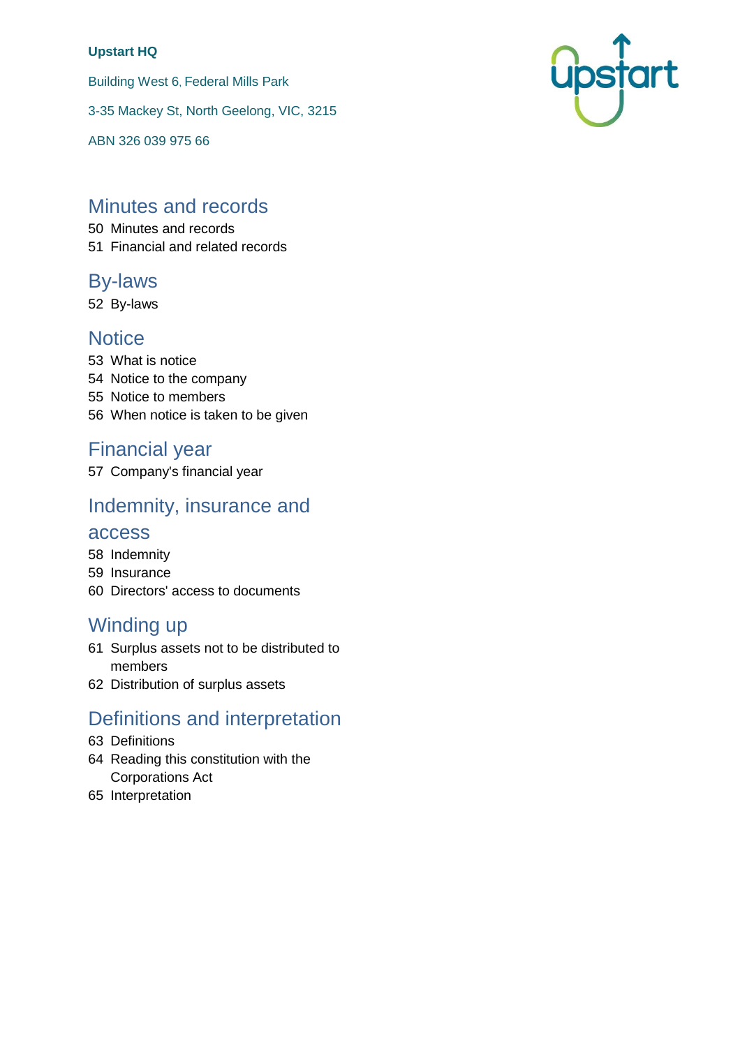**Upstart HQ**

Building West 6, Federal Mills Park

3-35 Mackey St, North Geelong, VIC, 3215

ABN 326 039 975 66

## Minutes and records

50 Minutes and records
51 Financial and related records

## By-laws

52 By-laws

## Notice

53 What is notice
54 Notice to the company
55 Notice to members
56 When notice is taken to be given

## Financial year

57 Company's financial year

## Indemnity, insurance and access

58 Indemnity
59 Insurance
60 Directors' access to documents

## Winding up

61 Surplus assets not to be distributed to members
62 Distribution of surplus assets

## Definitions and interpretation

63 Definitions
64 Reading this constitution with the Corporations Act
65 Interpretation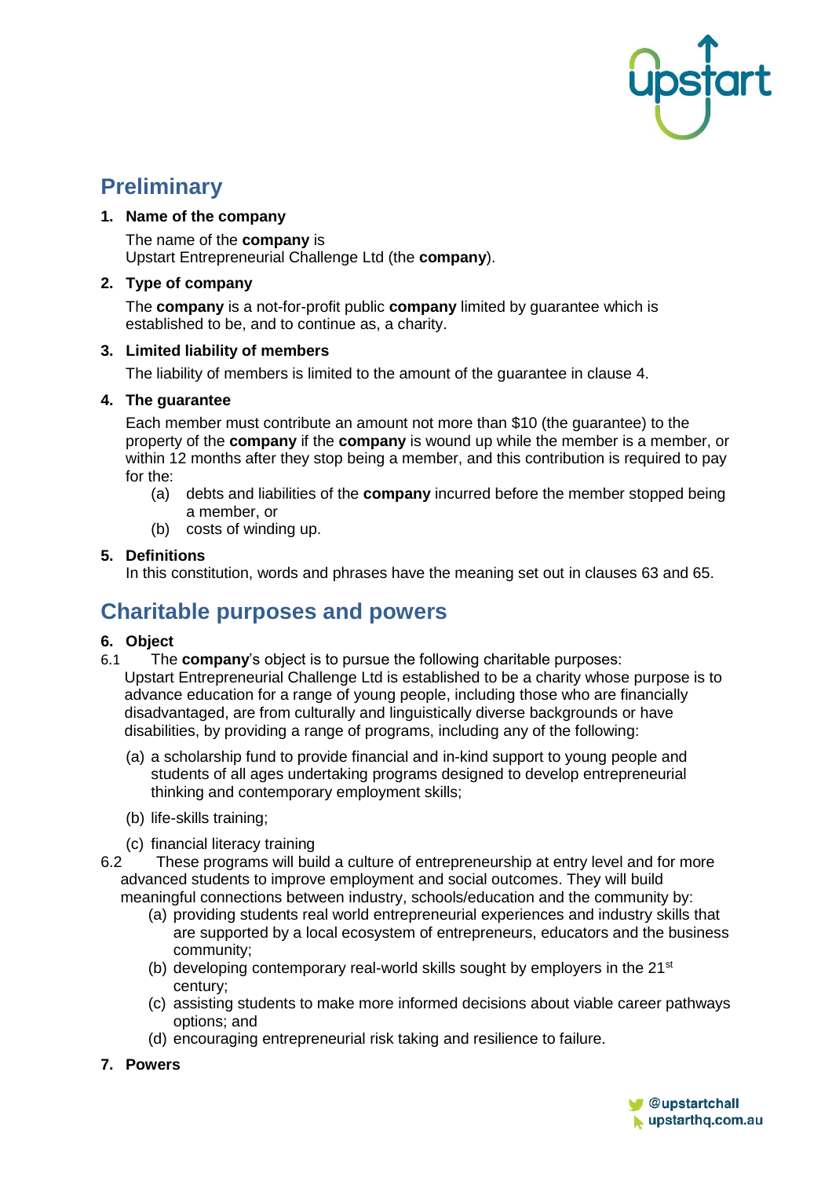## Preliminary

### 1. Name of the company

The name of the **company** is
Upstart Entrepreneurial Challenge Ltd (the **company**).

### 2. Type of company

The **company** is a not-for-profit public **company** limited by guarantee which is established to be, and to continue as, a charity.

### 3. Limited liability of members

The liability of members is limited to the amount of the guarantee in clause 4.

### 4. The guarantee

Each member must contribute an amount not more than $10 (the guarantee) to the property of the **company** if the **company** is wound up while the member is a member, or within 12 months after they stop being a member, and this contribution is required to pay for the:

- (a) debts and liabilities of the **company** incurred before the member stopped being a member, or
- (b) costs of winding up.

### 5. Definitions

In this constitution, words and phrases have the meaning set out in clauses 63 and 65.

## Charitable purposes and powers

### 6. Object

6.1 The **company**'s object is to pursue the following charitable purposes:
Upstart Entrepreneurial Challenge Ltd is established to be a charity whose purpose is to advance education for a range of young people, including those who are financially disadvantaged, are from culturally and linguistically diverse backgrounds or have disabilities, by providing a range of programs, including any of the following:

- (a) a scholarship fund to provide financial and in-kind support to young people and students of all ages undertaking programs designed to develop entrepreneurial thinking and contemporary employment skills;
- (b) life-skills training;
- (c) financial literacy training

6.2 These programs will build a culture of entrepreneurship at entry level and for more advanced students to improve employment and social outcomes. They will build meaningful connections between industry, schools/education and the community by:

- (a) providing students real world entrepreneurial experiences and industry skills that are supported by a local ecosystem of entrepreneurs, educators and the business community;
- (b) developing contemporary real-world skills sought by employers in the 21st century;
- (c) assisting students to make more informed decisions about viable career pathways options; and
- (d) encouraging entrepreneurial risk taking and resilience to failure.

### 7. Powers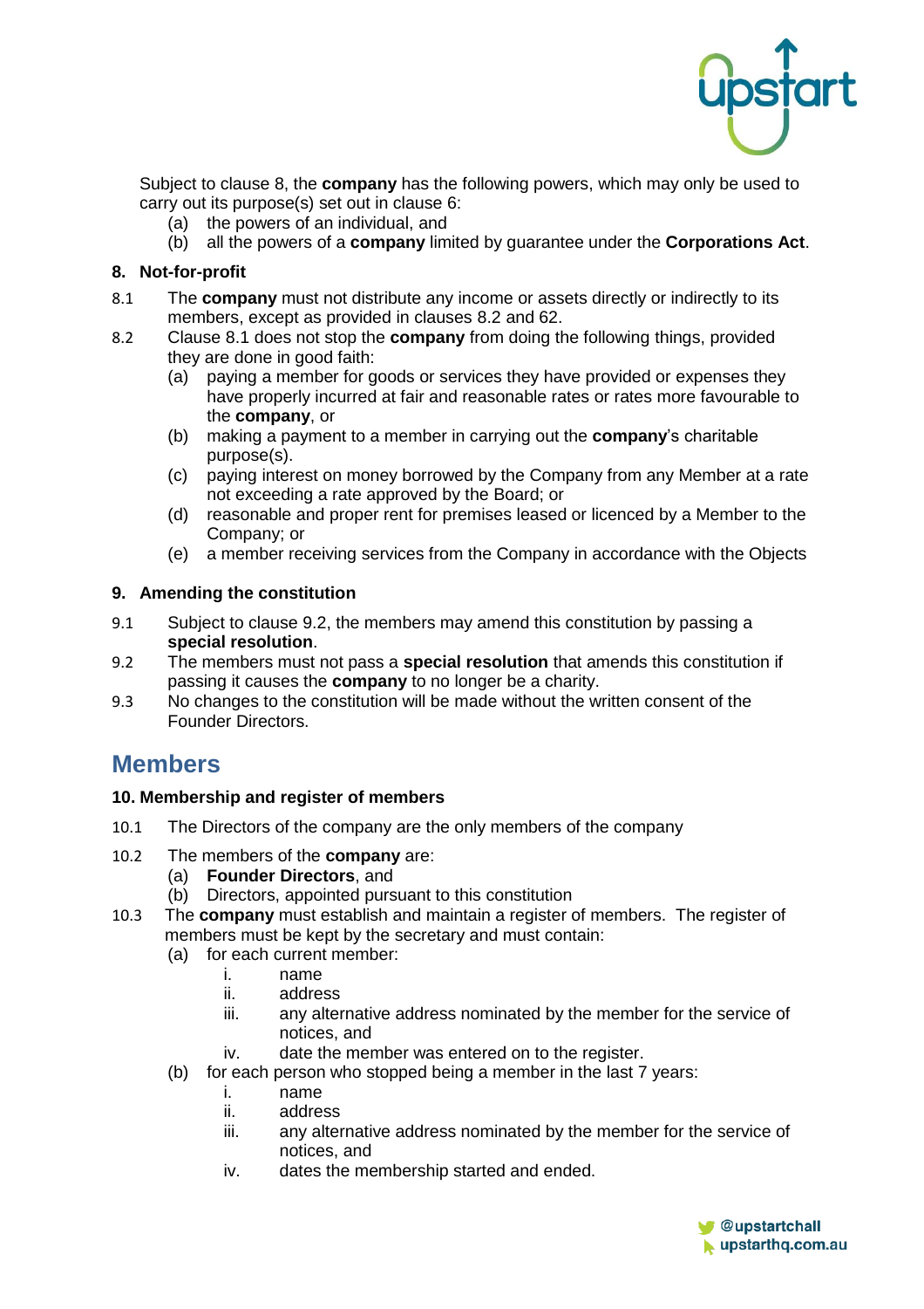Subject to clause 8, the **company** has the following powers, which may only be used to carry out its purpose(s) set out in clause 6:

(a) the powers of an individual, and
(b) all the powers of a **company** limited by guarantee under the **Corporations Act**.

### 8. Not-for-profit

8.1 The **company** must not distribute any income or assets directly or indirectly to its members, except as provided in clauses 8.2 and 62.

8.2 Clause 8.1 does not stop the **company** from doing the following things, provided they are done in good faith:

(a) paying a member for goods or services they have provided or expenses they have properly incurred at fair and reasonable rates or rates more favourable to the **company**, or
(b) making a payment to a member in carrying out the **company**'s charitable purpose(s).
(c) paying interest on money borrowed by the Company from any Member at a rate not exceeding a rate approved by the Board; or
(d) reasonable and proper rent for premises leased or licenced by a Member to the Company; or
(e) a member receiving services from the Company in accordance with the Objects

### 9. Amending the constitution

9.1 Subject to clause 9.2, the members may amend this constitution by passing a **special resolution**.

9.2 The members must not pass a **special resolution** that amends this constitution if passing it causes the **company** to no longer be a charity.

9.3 No changes to the constitution will be made without the written consent of the Founder Directors.

## Members

### 10. Membership and register of members

10.1 The Directors of the company are the only members of the company

10.2 The members of the **company** are:

(a) **Founder Directors**, and
(b) Directors, appointed pursuant to this constitution

10.3 The **company** must establish and maintain a register of members. The register of members must be kept by the secretary and must contain:

(a) for each current member:
  i. name
  ii. address
  iii. any alternative address nominated by the member for the service of notices, and
  iv. date the member was entered on to the register.
(b) for each person who stopped being a member in the last 7 years:
  i. name
  ii. address
  iii. any alternative address nominated by the member for the service of notices, and
  iv. dates the membership started and ended.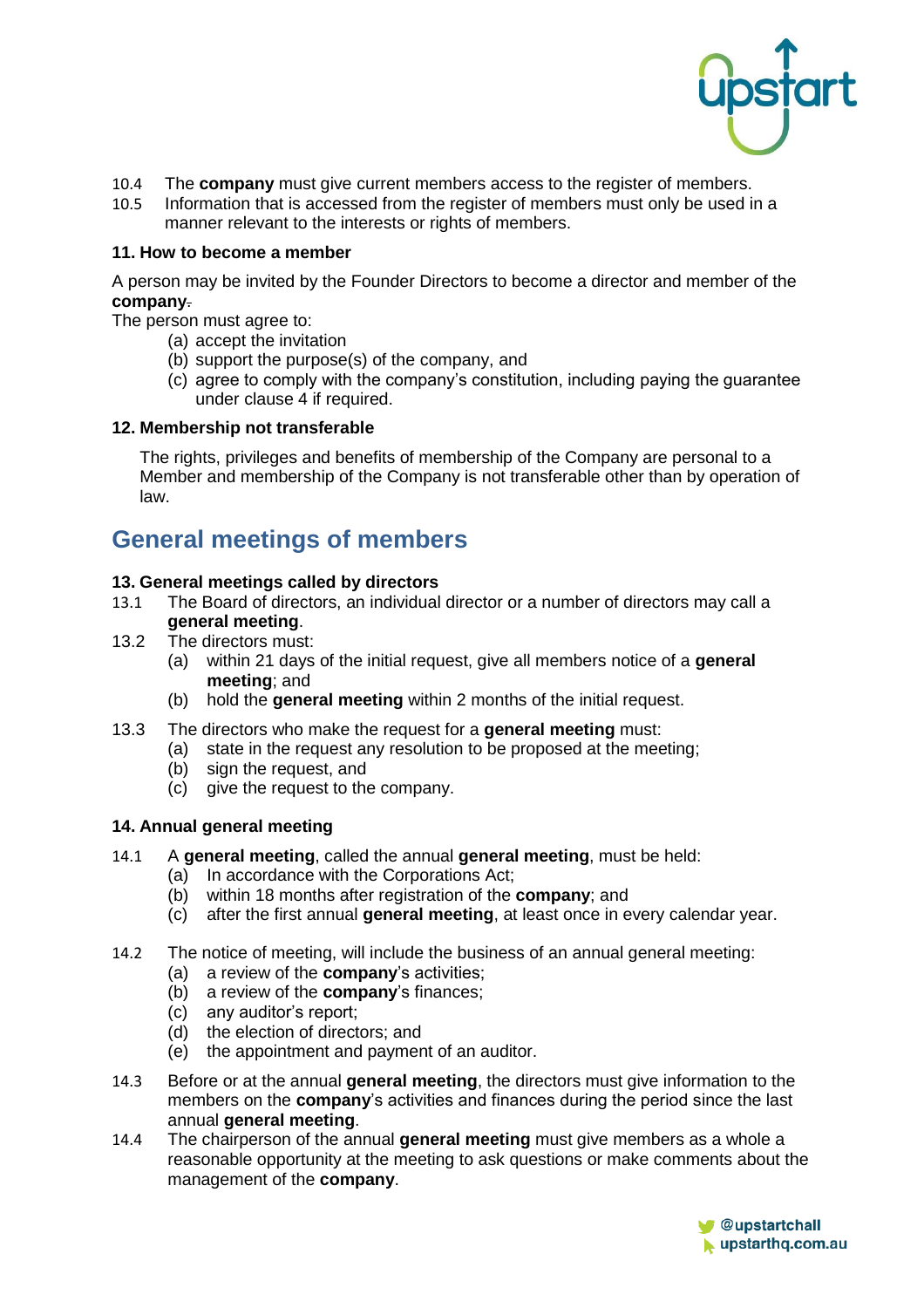10.4 The **company** must give current members access to the register of members.

10.5 Information that is accessed from the register of members must only be used in a manner relevant to the interests or rights of members.

### 11. How to become a member

A person may be invited by the Founder Directors to become a director and member of the **company**.

The person must agree to:

- (a) accept the invitation
- (b) support the purpose(s) of the company, and
- (c) agree to comply with the company's constitution, including paying the guarantee under clause 4 if required.

### 12. Membership not transferable

The rights, privileges and benefits of membership of the Company are personal to a Member and membership of the Company is not transferable other than by operation of law.

## General meetings of members

### 13. General meetings called by directors

13.1 The Board of directors, an individual director or a number of directors may call a **general meeting**.

13.2 The directors must:

- (a) within 21 days of the initial request, give all members notice of a **general meeting**; and
- (b) hold the **general meeting** within 2 months of the initial request.

13.3 The directors who make the request for a **general meeting** must:

- (a) state in the request any resolution to be proposed at the meeting;
- (b) sign the request, and
- (c) give the request to the company.

### 14. Annual general meeting

14.1 A **general meeting**, called the annual **general meeting**, must be held:

- (a) In accordance with the Corporations Act;
- (b) within 18 months after registration of the **company**; and
- (c) after the first annual **general meeting**, at least once in every calendar year.

14.2 The notice of meeting, will include the business of an annual general meeting:

- (a) a review of the **company**'s activities;
- (b) a review of the **company**'s finances;
- (c) any auditor's report;
- (d) the election of directors; and
- (e) the appointment and payment of an auditor.

14.3 Before or at the annual **general meeting**, the directors must give information to the members on the **company**'s activities and finances during the period since the last annual **general meeting**.

14.4 The chairperson of the annual **general meeting** must give members as a whole a reasonable opportunity at the meeting to ask questions or make comments about the management of the **company**.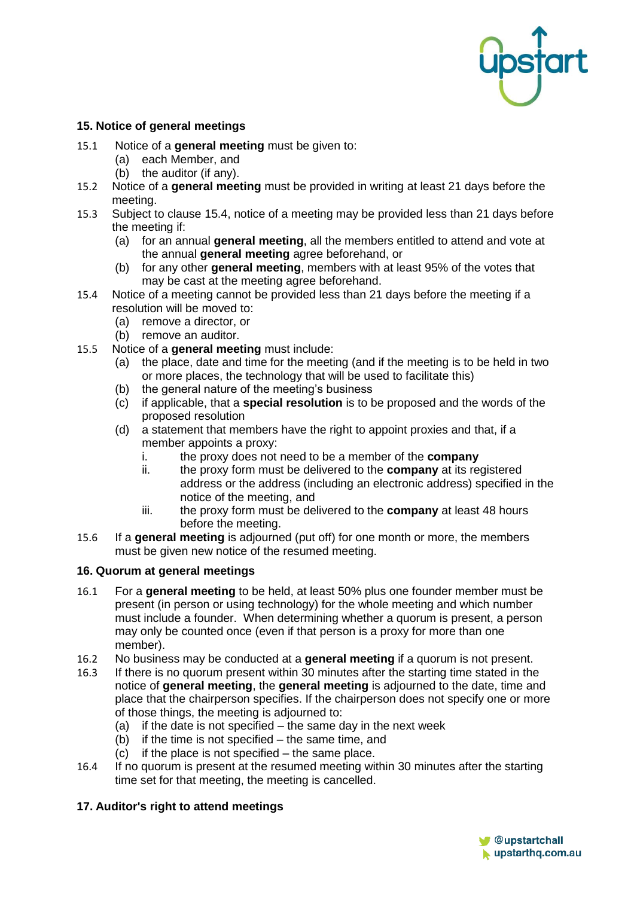## 15. Notice of general meetings

15.1 Notice of a **general meeting** must be given to:

(a) each Member, and

(b) the auditor (if any).

15.2 Notice of a **general meeting** must be provided in writing at least 21 days before the meeting.

15.3 Subject to clause 15.4, notice of a meeting may be provided less than 21 days before the meeting if:

(a) for an annual **general meeting**, all the members entitled to attend and vote at the annual **general meeting** agree beforehand, or

(b) for any other **general meeting**, members with at least 95% of the votes that may be cast at the meeting agree beforehand.

15.4 Notice of a meeting cannot be provided less than 21 days before the meeting if a resolution will be moved to:

(a) remove a director, or

(b) remove an auditor.

15.5 Notice of a **general meeting** must include:

(a) the place, date and time for the meeting (and if the meeting is to be held in two or more places, the technology that will be used to facilitate this)

(b) the general nature of the meeting's business

(c) if applicable, that a **special resolution** is to be proposed and the words of the proposed resolution

(d) a statement that members have the right to appoint proxies and that, if a member appoints a proxy:

i. the proxy does not need to be a member of the **company**

ii. the proxy form must be delivered to the **company** at its registered address or the address (including an electronic address) specified in the notice of the meeting, and

iii. the proxy form must be delivered to the **company** at least 48 hours before the meeting.

15.6 If a **general meeting** is adjourned (put off) for one month or more, the members must be given new notice of the resumed meeting.

## 16. Quorum at general meetings

16.1 For a **general meeting** to be held, at least 50% plus one founder member must be present (in person or using technology) for the whole meeting and which number must include a founder. When determining whether a quorum is present, a person may only be counted once (even if that person is a proxy for more than one member).

16.2 No business may be conducted at a **general meeting** if a quorum is not present.

16.3 If there is no quorum present within 30 minutes after the starting time stated in the notice of **general meeting**, the **general meeting** is adjourned to the date, time and place that the chairperson specifies. If the chairperson does not specify one or more of those things, the meeting is adjourned to:

(a) if the date is not specified – the same day in the next week

(b) if the time is not specified – the same time, and

(c) if the place is not specified – the same place.

16.4 If no quorum is present at the resumed meeting within 30 minutes after the starting time set for that meeting, the meeting is cancelled.

## 17. Auditor's right to attend meetings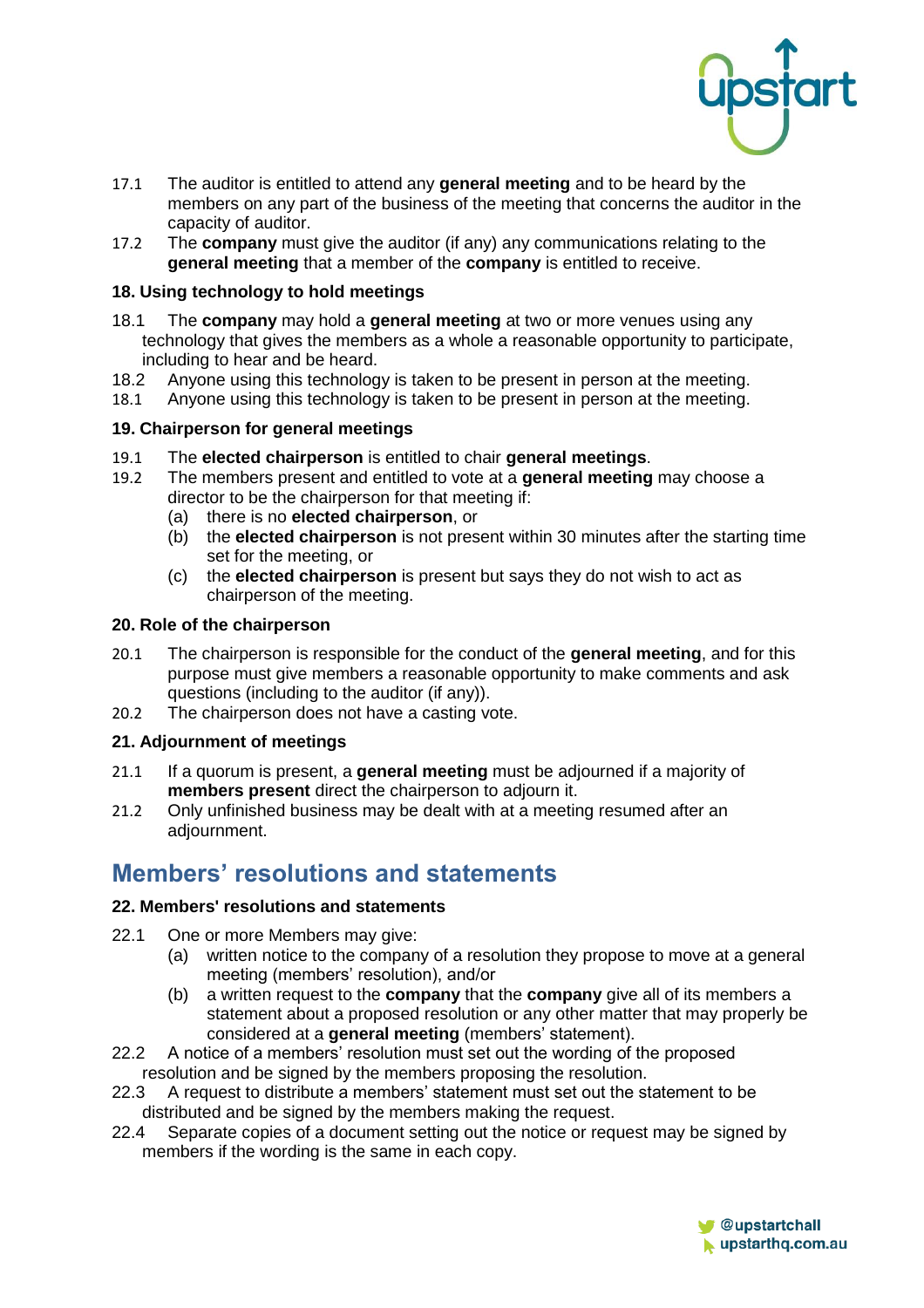17.1 The auditor is entitled to attend any **general meeting** and to be heard by the members on any part of the business of the meeting that concerns the auditor in the capacity of auditor.

17.2 The **company** must give the auditor (if any) any communications relating to the **general meeting** that a member of the **company** is entitled to receive.

### 18. Using technology to hold meetings

18.1 The **company** may hold a **general meeting** at two or more venues using any technology that gives the members as a whole a reasonable opportunity to participate, including to hear and be heard.

18.2 Anyone using this technology is taken to be present in person at the meeting.

18.1 Anyone using this technology is taken to be present in person at the meeting.

### 19. Chairperson for general meetings

19.1 The **elected chairperson** is entitled to chair **general meetings**.

19.2 The members present and entitled to vote at a **general meeting** may choose a director to be the chairperson for that meeting if:

- (a) there is no **elected chairperson**, or
- (b) the **elected chairperson** is not present within 30 minutes after the starting time set for the meeting, or
- (c) the **elected chairperson** is present but says they do not wish to act as chairperson of the meeting.

### 20. Role of the chairperson

20.1 The chairperson is responsible for the conduct of the **general meeting**, and for this purpose must give members a reasonable opportunity to make comments and ask questions (including to the auditor (if any)).

20.2 The chairperson does not have a casting vote.

### 21. Adjournment of meetings

21.1 If a quorum is present, a **general meeting** must be adjourned if a majority of **members present** direct the chairperson to adjourn it.

21.2 Only unfinished business may be dealt with at a meeting resumed after an adjournment.

## Members' resolutions and statements

### 22. Members' resolutions and statements

22.1 One or more Members may give:

- (a) written notice to the company of a resolution they propose to move at a general meeting (members' resolution), and/or
- (b) a written request to the **company** that the **company** give all of its members a statement about a proposed resolution or any other matter that may properly be considered at a **general meeting** (members' statement).

22.2 A notice of a members' resolution must set out the wording of the proposed resolution and be signed by the members proposing the resolution.

22.3 A request to distribute a members' statement must set out the statement to be distributed and be signed by the members making the request.

22.4 Separate copies of a document setting out the notice or request may be signed by members if the wording is the same in each copy.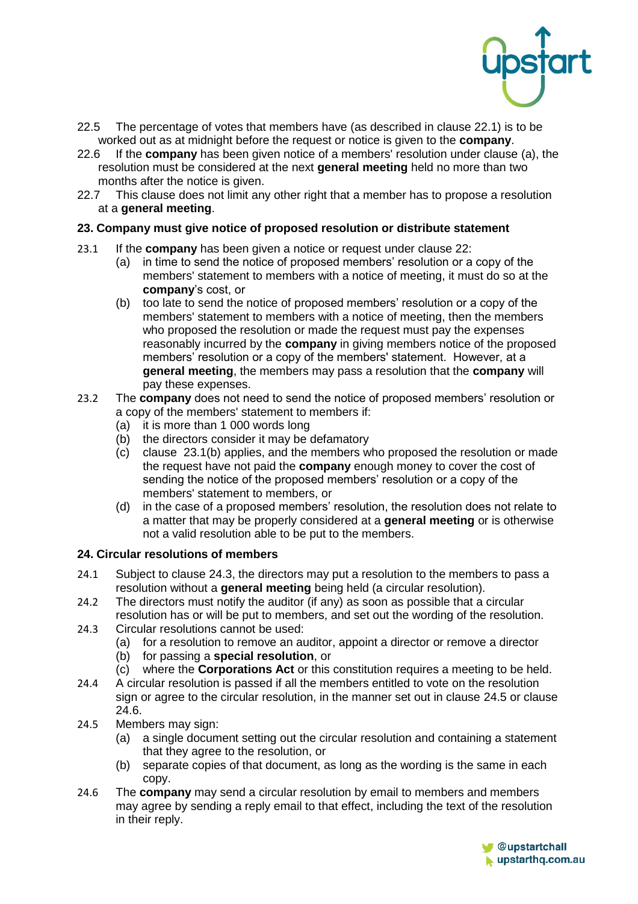22.5 The percentage of votes that members have (as described in clause 22.1) is to be worked out as at midnight before the request or notice is given to the **company**.

22.6 If the **company** has been given notice of a members' resolution under clause (a), the resolution must be considered at the next **general meeting** held no more than two months after the notice is given.

22.7 This clause does not limit any other right that a member has to propose a resolution at a **general meeting**.

### 23. Company must give notice of proposed resolution or distribute statement

23.1 If the **company** has been given a notice or request under clause 22:

- (a) in time to send the notice of proposed members' resolution or a copy of the members' statement to members with a notice of meeting, it must do so at the **company**'s cost, or
- (b) too late to send the notice of proposed members' resolution or a copy of the members' statement to members with a notice of meeting, then the members who proposed the resolution or made the request must pay the expenses reasonably incurred by the **company** in giving members notice of the proposed members' resolution or a copy of the members' statement. However, at a **general meeting**, the members may pass a resolution that the **company** will pay these expenses.

23.2 The **company** does not need to send the notice of proposed members' resolution or a copy of the members' statement to members if:

- (a) it is more than 1 000 words long
- (b) the directors consider it may be defamatory
- (c) clause 23.1(b) applies, and the members who proposed the resolution or made the request have not paid the **company** enough money to cover the cost of sending the notice of the proposed members' resolution or a copy of the members' statement to members, or
- (d) in the case of a proposed members' resolution, the resolution does not relate to a matter that may be properly considered at a **general meeting** or is otherwise not a valid resolution able to be put to the members.

### 24. Circular resolutions of members

24.1 Subject to clause 24.3, the directors may put a resolution to the members to pass a resolution without a **general meeting** being held (a circular resolution).

24.2 The directors must notify the auditor (if any) as soon as possible that a circular resolution has or will be put to members, and set out the wording of the resolution.

24.3 Circular resolutions cannot be used:

- (a) for a resolution to remove an auditor, appoint a director or remove a director
- (b) for passing a **special resolution**, or
- (c) where the **Corporations Act** or this constitution requires a meeting to be held.

24.4 A circular resolution is passed if all the members entitled to vote on the resolution sign or agree to the circular resolution, in the manner set out in clause 24.5 or clause 24.6.

24.5 Members may sign:

- (a) a single document setting out the circular resolution and containing a statement that they agree to the resolution, or
- (b) separate copies of that document, as long as the wording is the same in each copy.

24.6 The **company** may send a circular resolution by email to members and members may agree by sending a reply email to that effect, including the text of the resolution in their reply.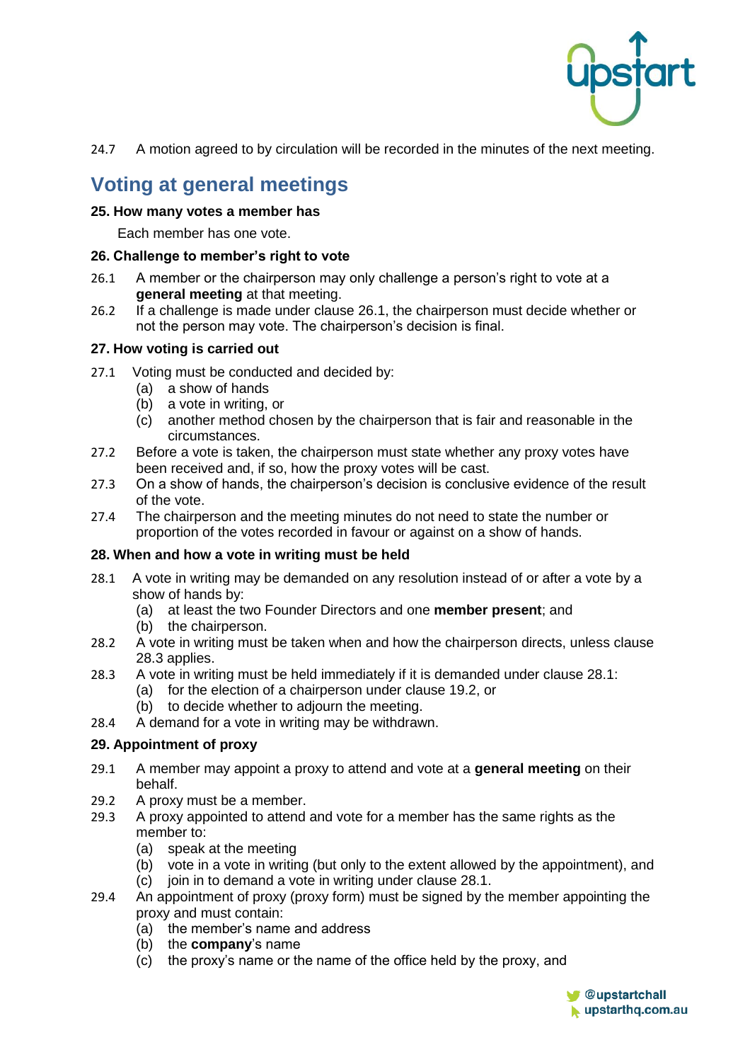24.7 A motion agreed to by circulation will be recorded in the minutes of the next meeting.

## Voting at general meetings

### 25. How many votes a member has

Each member has one vote.

### 26. Challenge to member's right to vote

26.1 A member or the chairperson may only challenge a person's right to vote at a **general meeting** at that meeting.

26.2 If a challenge is made under clause 26.1, the chairperson must decide whether or not the person may vote. The chairperson's decision is final.

### 27. How voting is carried out

27.1 Voting must be conducted and decided by:
- (a) a show of hands
- (b) a vote in writing, or
- (c) another method chosen by the chairperson that is fair and reasonable in the circumstances.

27.2 Before a vote is taken, the chairperson must state whether any proxy votes have been received and, if so, how the proxy votes will be cast.

27.3 On a show of hands, the chairperson's decision is conclusive evidence of the result of the vote.

27.4 The chairperson and the meeting minutes do not need to state the number or proportion of the votes recorded in favour or against on a show of hands.

### 28. When and how a vote in writing must be held

28.1 A vote in writing may be demanded on any resolution instead of or after a vote by a show of hands by:
- (a) at least the two Founder Directors and one **member present**; and
- (b) the chairperson.

28.2 A vote in writing must be taken when and how the chairperson directs, unless clause 28.3 applies.

28.3 A vote in writing must be held immediately if it is demanded under clause 28.1:
- (a) for the election of a chairperson under clause 19.2, or
- (b) to decide whether to adjourn the meeting.

28.4 A demand for a vote in writing may be withdrawn.

### 29. Appointment of proxy

29.1 A member may appoint a proxy to attend and vote at a **general meeting** on their behalf.

29.2 A proxy must be a member.

29.3 A proxy appointed to attend and vote for a member has the same rights as the member to:
- (a) speak at the meeting
- (b) vote in a vote in writing (but only to the extent allowed by the appointment), and
- (c) join in to demand a vote in writing under clause 28.1.

29.4 An appointment of proxy (proxy form) must be signed by the member appointing the proxy and must contain:
- (a) the member's name and address
- (b) the **company**'s name
- (c) the proxy's name or the name of the office held by the proxy, and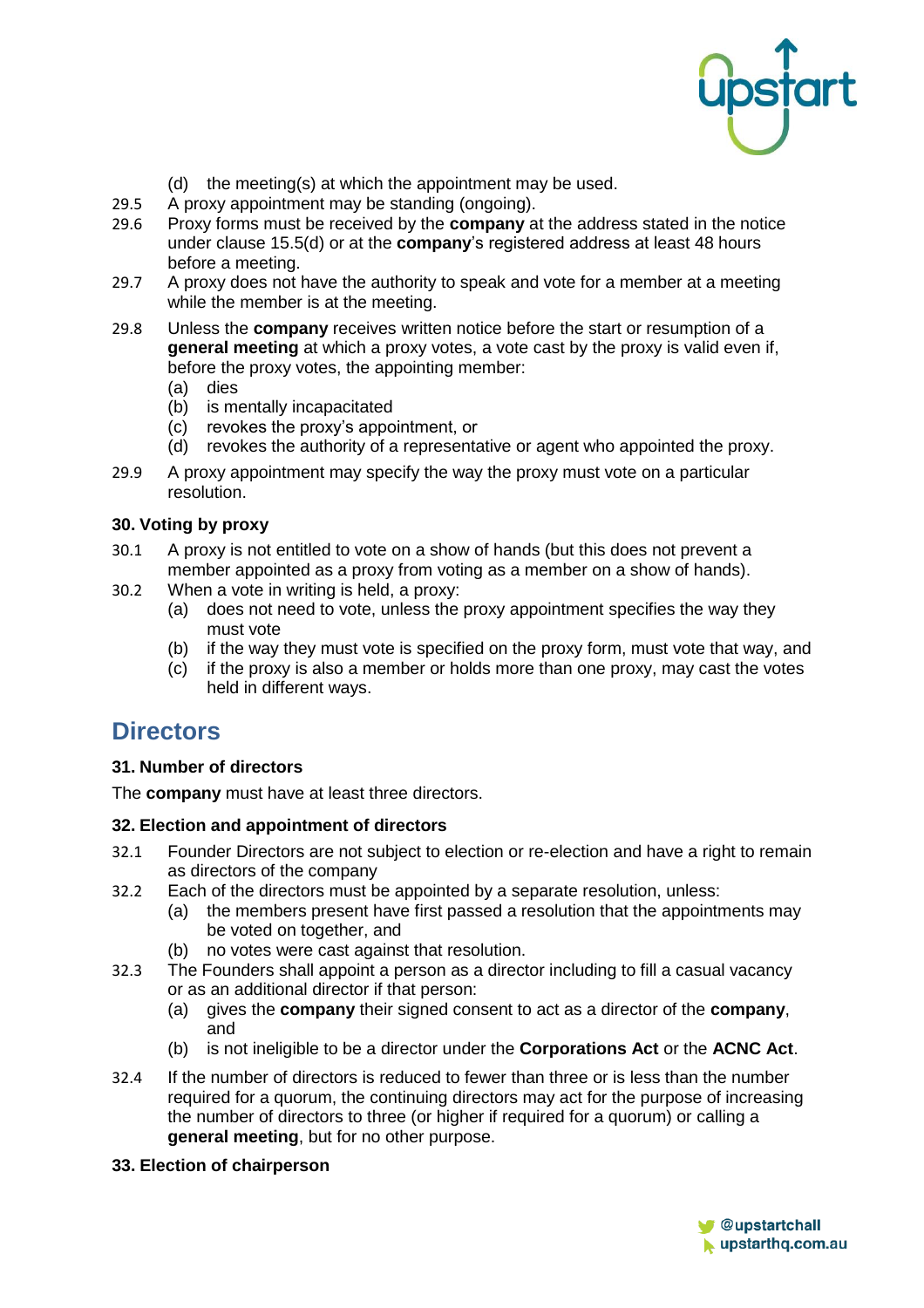(d) the meeting(s) at which the appointment may be used.

29.5 A proxy appointment may be standing (ongoing).

29.6 Proxy forms must be received by the **company** at the address stated in the notice under clause 15.5(d) or at the **company**'s registered address at least 48 hours before a meeting.

29.7 A proxy does not have the authority to speak and vote for a member at a meeting while the member is at the meeting.

29.8 Unless the **company** receives written notice before the start or resumption of a **general meeting** at which a proxy votes, a vote cast by the proxy is valid even if, before the proxy votes, the appointing member:

(a) dies

(b) is mentally incapacitated

(c) revokes the proxy's appointment, or

(d) revokes the authority of a representative or agent who appointed the proxy.

29.9 A proxy appointment may specify the way the proxy must vote on a particular resolution.

### 30. Voting by proxy

30.1 A proxy is not entitled to vote on a show of hands (but this does not prevent a member appointed as a proxy from voting as a member on a show of hands).

30.2 When a vote in writing is held, a proxy:

(a) does not need to vote, unless the proxy appointment specifies the way they must vote

(b) if the way they must vote is specified on the proxy form, must vote that way, and

(c) if the proxy is also a member or holds more than one proxy, may cast the votes held in different ways.

## Directors

### 31. Number of directors

The **company** must have at least three directors.

### 32. Election and appointment of directors

32.1 Founder Directors are not subject to election or re-election and have a right to remain as directors of the company

32.2 Each of the directors must be appointed by a separate resolution, unless:

(a) the members present have first passed a resolution that the appointments may be voted on together, and

(b) no votes were cast against that resolution.

32.3 The Founders shall appoint a person as a director including to fill a casual vacancy or as an additional director if that person:

(a) gives the **company** their signed consent to act as a director of the **company**, and

(b) is not ineligible to be a director under the **Corporations Act** or the **ACNC Act**.

32.4 If the number of directors is reduced to fewer than three or is less than the number required for a quorum, the continuing directors may act for the purpose of increasing the number of directors to three (or higher if required for a quorum) or calling a **general meeting**, but for no other purpose.

### 33. Election of chairperson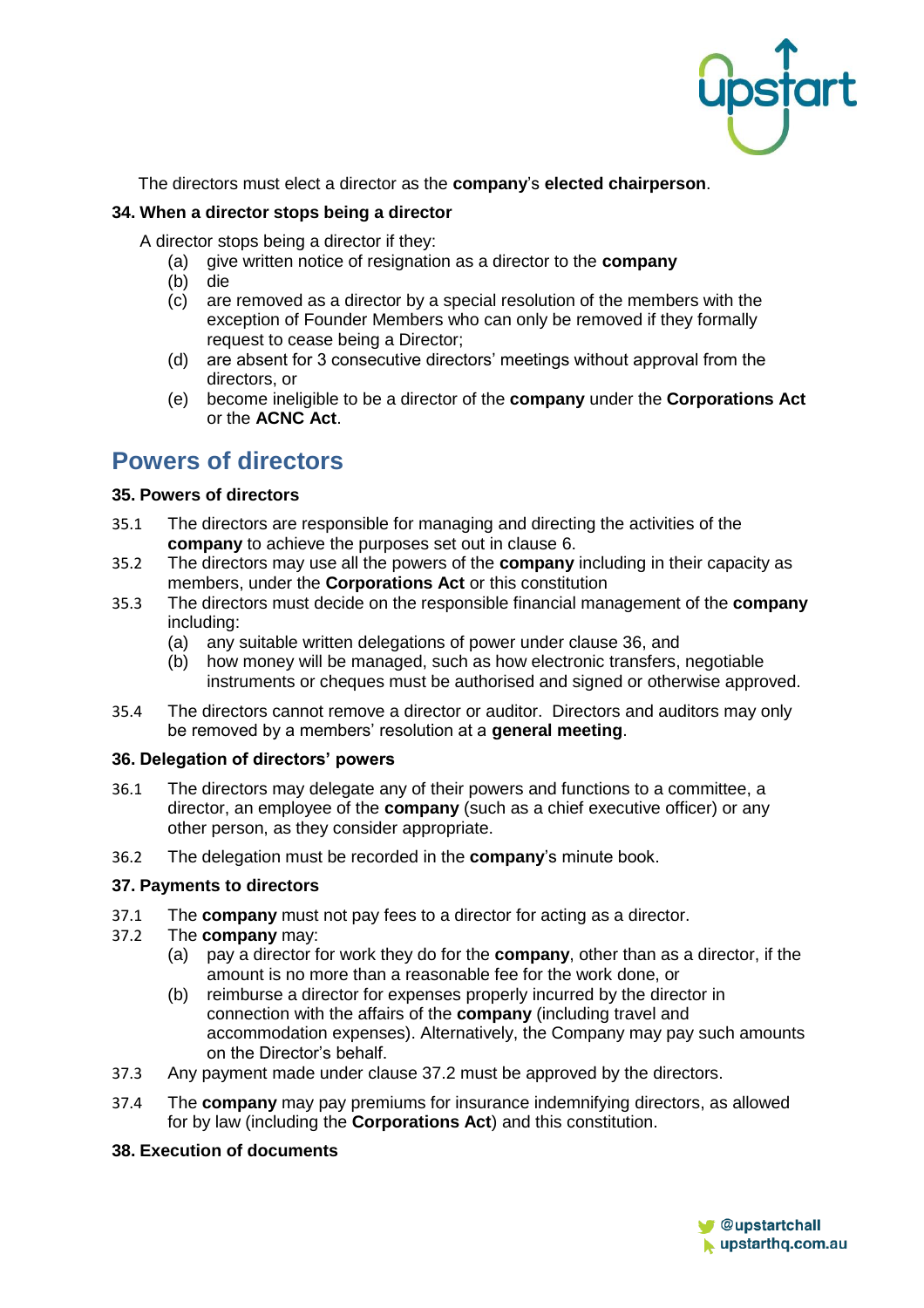The directors must elect a director as the **company**'s **elected chairperson**.

### 34. When a director stops being a director

A director stops being a director if they:

- (a) give written notice of resignation as a director to the **company**
- (b) die
- (c) are removed as a director by a special resolution of the members with the exception of Founder Members who can only be removed if they formally request to cease being a Director;
- (d) are absent for 3 consecutive directors' meetings without approval from the directors, or
- (e) become ineligible to be a director of the **company** under the **Corporations Act** or the **ACNC Act**.

## Powers of directors

### 35. Powers of directors

35.1 The directors are responsible for managing and directing the activities of the **company** to achieve the purposes set out in clause 6.

35.2 The directors may use all the powers of the **company** including in their capacity as members, under the **Corporations Act** or this constitution

35.3 The directors must decide on the responsible financial management of the **company** including:

- (a) any suitable written delegations of power under clause 36, and
- (b) how money will be managed, such as how electronic transfers, negotiable instruments or cheques must be authorised and signed or otherwise approved.

35.4 The directors cannot remove a director or auditor. Directors and auditors may only be removed by a members' resolution at a **general meeting**.

### 36. Delegation of directors' powers

36.1 The directors may delegate any of their powers and functions to a committee, a director, an employee of the **company** (such as a chief executive officer) or any other person, as they consider appropriate.

36.2 The delegation must be recorded in the **company**'s minute book.

### 37. Payments to directors

37.1 The **company** must not pay fees to a director for acting as a director.

37.2 The **company** may:

- (a) pay a director for work they do for the **company**, other than as a director, if the amount is no more than a reasonable fee for the work done, or
- (b) reimburse a director for expenses properly incurred by the director in connection with the affairs of the **company** (including travel and accommodation expenses). Alternatively, the Company may pay such amounts on the Director's behalf.

37.3 Any payment made under clause 37.2 must be approved by the directors.

37.4 The **company** may pay premiums for insurance indemnifying directors, as allowed for by law (including the **Corporations Act**) and this constitution.

### 38. Execution of documents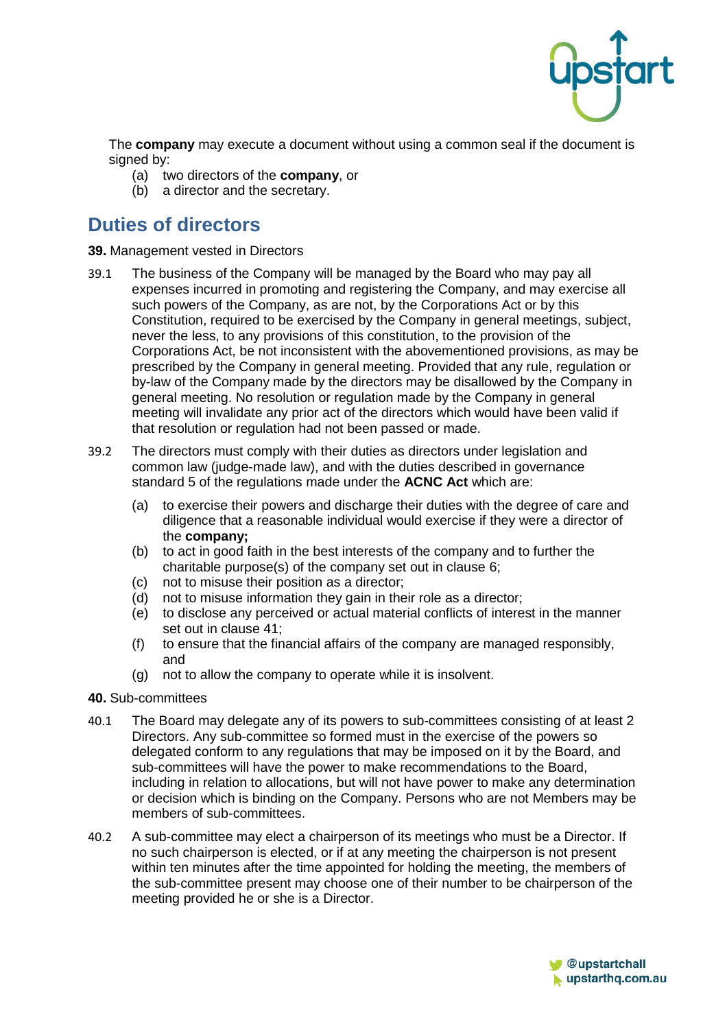The **company** may execute a document without using a common seal if the document is signed by:

(a) two directors of the **company**, or
(b) a director and the secretary.

## Duties of directors

**39.** Management vested in Directors

39.1 The business of the Company will be managed by the Board who may pay all expenses incurred in promoting and registering the Company, and may exercise all such powers of the Company, as are not, by the Corporations Act or by this Constitution, required to be exercised by the Company in general meetings, subject, never the less, to any provisions of this constitution, to the provision of the Corporations Act, be not inconsistent with the abovementioned provisions, as may be prescribed by the Company in general meeting. Provided that any rule, regulation or by-law of the Company made by the directors may be disallowed by the Company in general meeting. No resolution or regulation made by the Company in general meeting will invalidate any prior act of the directors which would have been valid if that resolution or regulation had not been passed or made.

39.2 The directors must comply with their duties as directors under legislation and common law (judge-made law), and with the duties described in governance standard 5 of the regulations made under the **ACNC Act** which are:

(a) to exercise their powers and discharge their duties with the degree of care and diligence that a reasonable individual would exercise if they were a director of the **company;**
(b) to act in good faith in the best interests of the company and to further the charitable purpose(s) of the company set out in clause 6;
(c) not to misuse their position as a director;
(d) not to misuse information they gain in their role as a director;
(e) to disclose any perceived or actual material conflicts of interest in the manner set out in clause 41;
(f) to ensure that the financial affairs of the company are managed responsibly, and
(g) not to allow the company to operate while it is insolvent.

**40.** Sub-committees

40.1 The Board may delegate any of its powers to sub-committees consisting of at least 2 Directors. Any sub-committee so formed must in the exercise of the powers so delegated conform to any regulations that may be imposed on it by the Board, and sub-committees will have the power to make recommendations to the Board, including in relation to allocations, but will not have power to make any determination or decision which is binding on the Company. Persons who are not Members may be members of sub-committees.

40.2 A sub-committee may elect a chairperson of its meetings who must be a Director. If no such chairperson is elected, or if at any meeting the chairperson is not present within ten minutes after the time appointed for holding the meeting, the members of the sub-committee present may choose one of their number to be chairperson of the meeting provided he or she is a Director.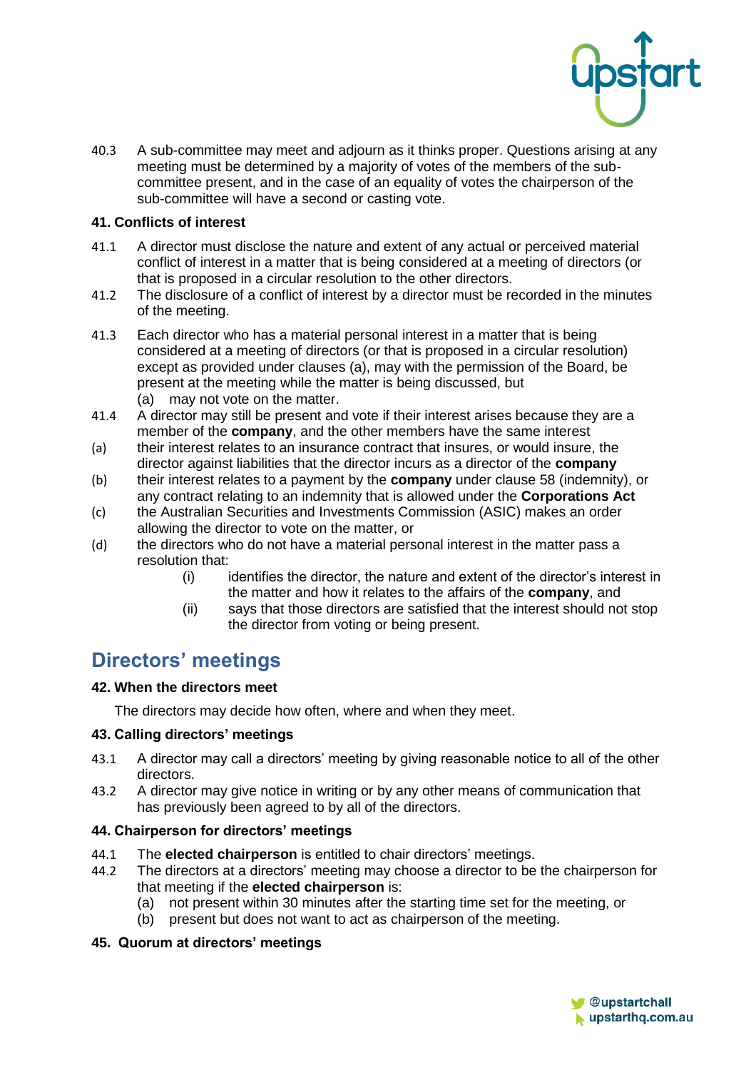40.3 A sub-committee may meet and adjourn as it thinks proper. Questions arising at any meeting must be determined by a majority of votes of the members of the sub-committee present, and in the case of an equality of votes the chairperson of the sub-committee will have a second or casting vote.

### 41. Conflicts of interest

41.1 A director must disclose the nature and extent of any actual or perceived material conflict of interest in a matter that is being considered at a meeting of directors (or that is proposed in a circular resolution to the other directors.

41.2 The disclosure of a conflict of interest by a director must be recorded in the minutes of the meeting.

41.3 Each director who has a material personal interest in a matter that is being considered at a meeting of directors (or that is proposed in a circular resolution) except as provided under clauses (a), may with the permission of the Board, be present at the meeting while the matter is being discussed, but

(a) may not vote on the matter.

41.4 A director may still be present and vote if their interest arises because they are a member of the **company**, and the other members have the same interest

(a) their interest relates to an insurance contract that insures, or would insure, the director against liabilities that the director incurs as a director of the **company**

(b) their interest relates to a payment by the **company** under clause 58 (indemnity), or any contract relating to an indemnity that is allowed under the **Corporations Act**

(c) the Australian Securities and Investments Commission (ASIC) makes an order allowing the director to vote on the matter, or

(d) the directors who do not have a material personal interest in the matter pass a resolution that:

(i) identifies the director, the nature and extent of the director's interest in the matter and how it relates to the affairs of the **company**, and

(ii) says that those directors are satisfied that the interest should not stop the director from voting or being present.

## Directors' meetings

### 42. When the directors meet

The directors may decide how often, where and when they meet.

### 43. Calling directors' meetings

43.1 A director may call a directors' meeting by giving reasonable notice to all of the other directors.

43.2 A director may give notice in writing or by any other means of communication that has previously been agreed to by all of the directors.

### 44. Chairperson for directors' meetings

44.1 The **elected chairperson** is entitled to chair directors' meetings.

44.2 The directors at a directors' meeting may choose a director to be the chairperson for that meeting if the **elected chairperson** is:

(a) not present within 30 minutes after the starting time set for the meeting, or

(b) present but does not want to act as chairperson of the meeting.

### 45. Quorum at directors' meetings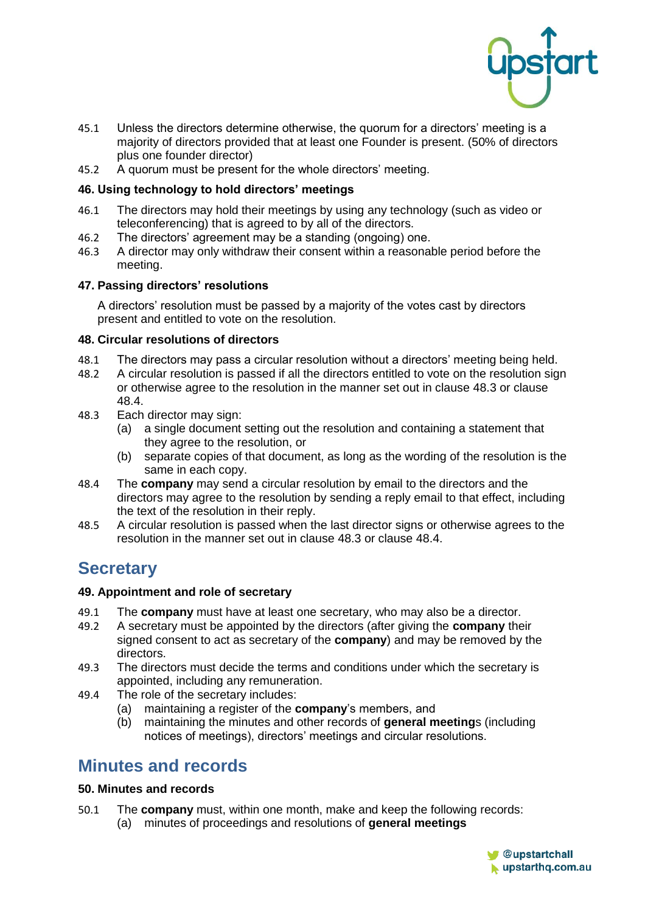45.1 Unless the directors determine otherwise, the quorum for a directors' meeting is a majority of directors provided that at least one Founder is present. (50% of directors plus one founder director)

45.2 A quorum must be present for the whole directors' meeting.

### 46. Using technology to hold directors' meetings

46.1 The directors may hold their meetings by using any technology (such as video or teleconferencing) that is agreed to by all of the directors.

46.2 The directors' agreement may be a standing (ongoing) one.

46.3 A director may only withdraw their consent within a reasonable period before the meeting.

### 47. Passing directors' resolutions

A directors' resolution must be passed by a majority of the votes cast by directors present and entitled to vote on the resolution.

### 48. Circular resolutions of directors

48.1 The directors may pass a circular resolution without a directors' meeting being held.

48.2 A circular resolution is passed if all the directors entitled to vote on the resolution sign or otherwise agree to the resolution in the manner set out in clause 48.3 or clause 48.4.

48.3 Each director may sign:

- (a) a single document setting out the resolution and containing a statement that they agree to the resolution, or
- (b) separate copies of that document, as long as the wording of the resolution is the same in each copy.

48.4 The **company** may send a circular resolution by email to the directors and the directors may agree to the resolution by sending a reply email to that effect, including the text of the resolution in their reply.

48.5 A circular resolution is passed when the last director signs or otherwise agrees to the resolution in the manner set out in clause 48.3 or clause 48.4.

## Secretary

### 49. Appointment and role of secretary

49.1 The **company** must have at least one secretary, who may also be a director.

49.2 A secretary must be appointed by the directors (after giving the **company** their signed consent to act as secretary of the **company**) and may be removed by the directors.

49.3 The directors must decide the terms and conditions under which the secretary is appointed, including any remuneration.

49.4 The role of the secretary includes:

- (a) maintaining a register of the **company**'s members, and
- (b) maintaining the minutes and other records of **general meeting**s (including notices of meetings), directors' meetings and circular resolutions.

## Minutes and records

### 50. Minutes and records

50.1 The **company** must, within one month, make and keep the following records:

- (a) minutes of proceedings and resolutions of **general meetings**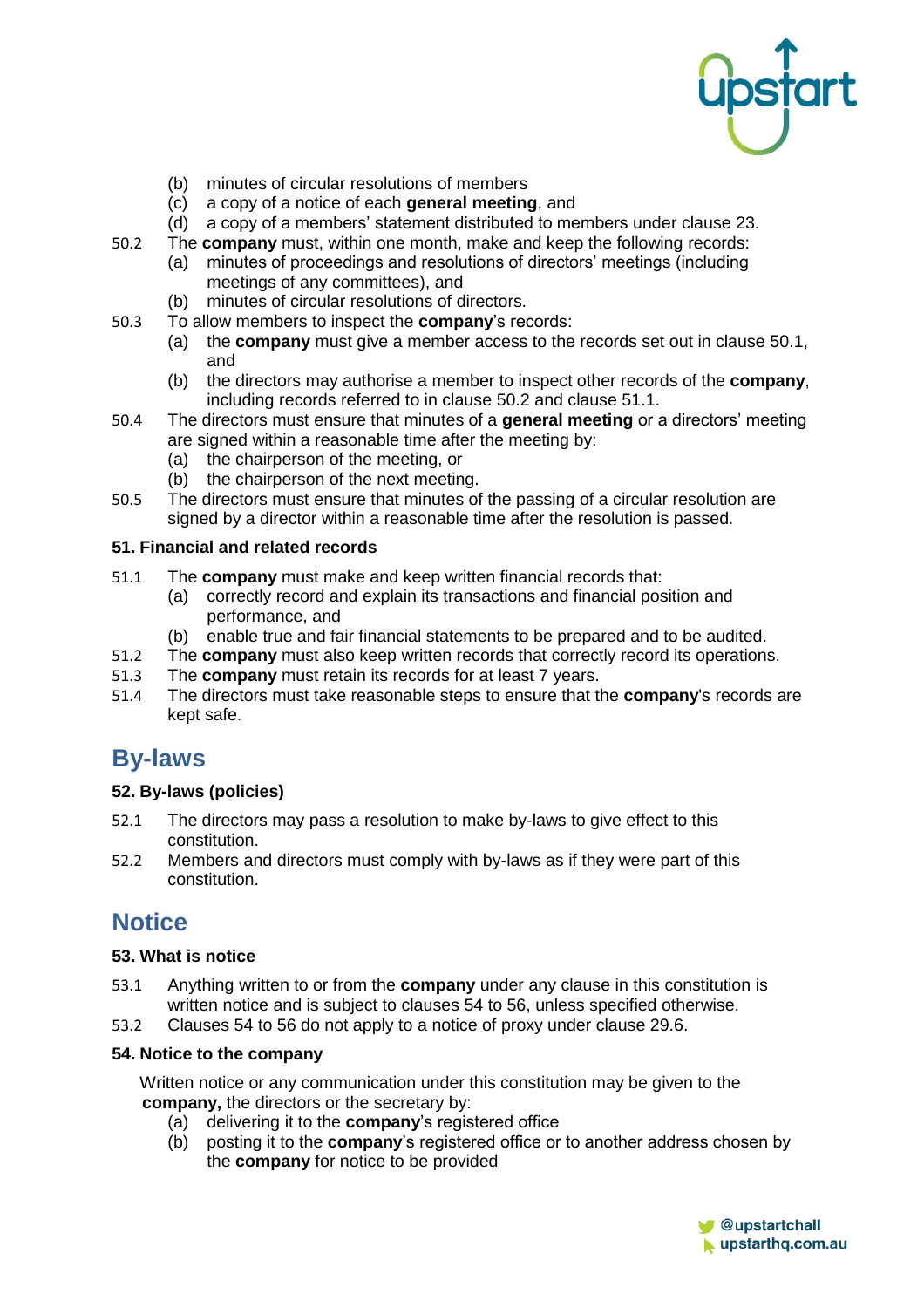- (b) minutes of circular resolutions of members
- (c) a copy of a notice of each **general meeting**, and
- (d) a copy of a members' statement distributed to members under clause 23.

50.2 The **company** must, within one month, make and keep the following records:

- (a) minutes of proceedings and resolutions of directors' meetings (including meetings of any committees), and
- (b) minutes of circular resolutions of directors.

50.3 To allow members to inspect the **company**'s records:

- (a) the **company** must give a member access to the records set out in clause 50.1, and
- (b) the directors may authorise a member to inspect other records of the **company**, including records referred to in clause 50.2 and clause 51.1.

50.4 The directors must ensure that minutes of a **general meeting** or a directors' meeting are signed within a reasonable time after the meeting by:

- (a) the chairperson of the meeting, or
- (b) the chairperson of the next meeting.

50.5 The directors must ensure that minutes of the passing of a circular resolution are signed by a director within a reasonable time after the resolution is passed.

### 51. Financial and related records

51.1 The **company** must make and keep written financial records that:

- (a) correctly record and explain its transactions and financial position and performance, and
- (b) enable true and fair financial statements to be prepared and to be audited.

51.2 The **company** must also keep written records that correctly record its operations.

51.3 The **company** must retain its records for at least 7 years.

51.4 The directors must take reasonable steps to ensure that the **company**'s records are kept safe.

## By-laws

### 52. By-laws (policies)

52.1 The directors may pass a resolution to make by-laws to give effect to this constitution.

52.2 Members and directors must comply with by-laws as if they were part of this constitution.

## Notice

### 53. What is notice

53.1 Anything written to or from the **company** under any clause in this constitution is written notice and is subject to clauses 54 to 56, unless specified otherwise.

53.2 Clauses 54 to 56 do not apply to a notice of proxy under clause 29.6.

### 54. Notice to the company

Written notice or any communication under this constitution may be given to the **company,** the directors or the secretary by:

- (a) delivering it to the **company**'s registered office
- (b) posting it to the **company**'s registered office or to another address chosen by the **company** for notice to be provided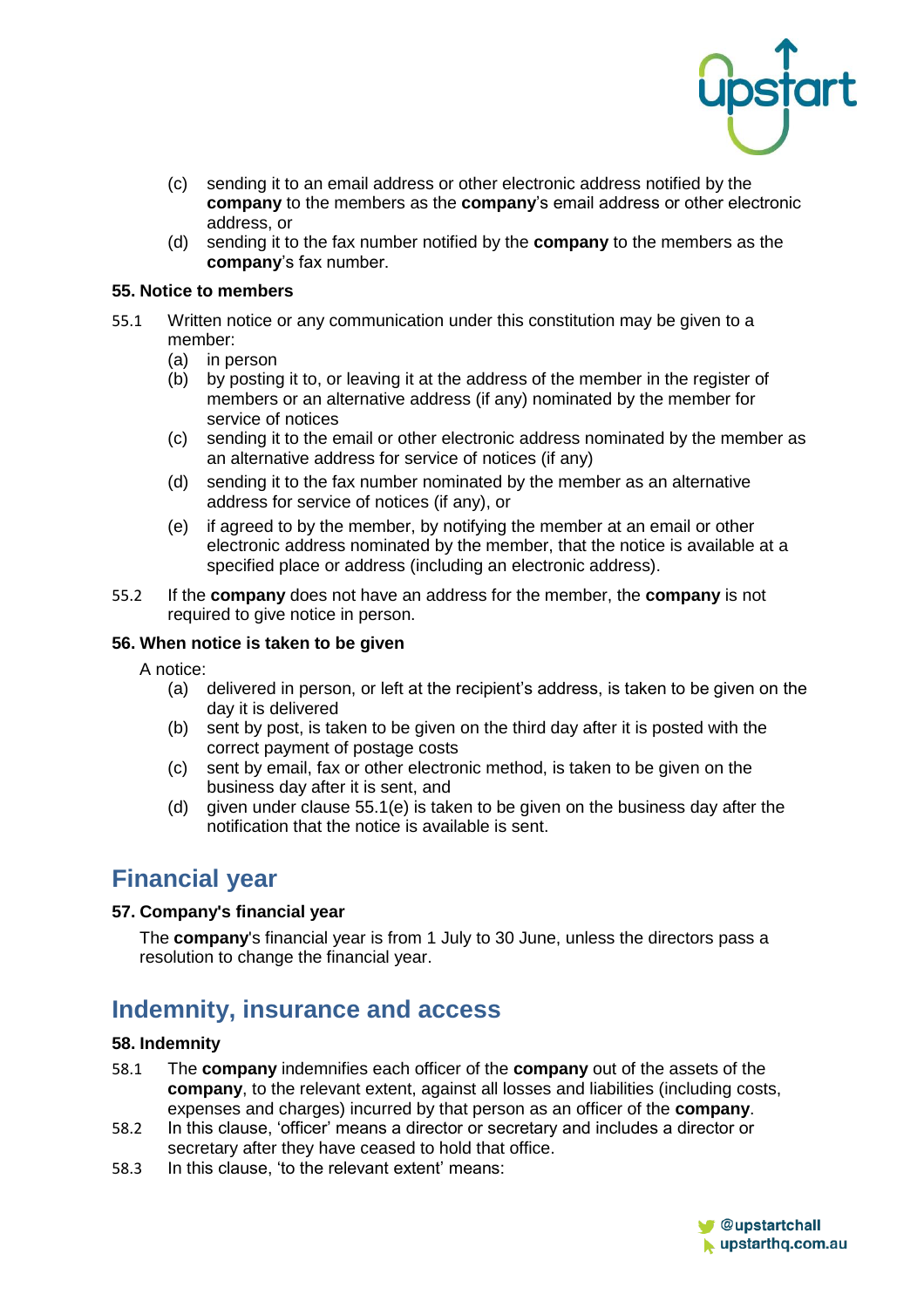(c) sending it to an email address or other electronic address notified by the **company** to the members as the **company**'s email address or other electronic address, or

(d) sending it to the fax number notified by the **company** to the members as the **company**'s fax number.

### 55. Notice to members

55.1 Written notice or any communication under this constitution may be given to a member:

(a) in person

(b) by posting it to, or leaving it at the address of the member in the register of members or an alternative address (if any) nominated by the member for service of notices

(c) sending it to the email or other electronic address nominated by the member as an alternative address for service of notices (if any)

(d) sending it to the fax number nominated by the member as an alternative address for service of notices (if any), or

(e) if agreed to by the member, by notifying the member at an email or other electronic address nominated by the member, that the notice is available at a specified place or address (including an electronic address).

55.2 If the **company** does not have an address for the member, the **company** is not required to give notice in person.

### 56. When notice is taken to be given

A notice:

(a) delivered in person, or left at the recipient's address, is taken to be given on the day it is delivered

(b) sent by post, is taken to be given on the third day after it is posted with the correct payment of postage costs

(c) sent by email, fax or other electronic method, is taken to be given on the business day after it is sent, and

(d) given under clause 55.1(e) is taken to be given on the business day after the notification that the notice is available is sent.

## Financial year

### 57. Company's financial year

The **company**'s financial year is from 1 July to 30 June, unless the directors pass a resolution to change the financial year.

## Indemnity, insurance and access

### 58. Indemnity

58.1 The **company** indemnifies each officer of the **company** out of the assets of the **company**, to the relevant extent, against all losses and liabilities (including costs, expenses and charges) incurred by that person as an officer of the **company**.

58.2 In this clause, 'officer' means a director or secretary and includes a director or secretary after they have ceased to hold that office.

58.3 In this clause, 'to the relevant extent' means: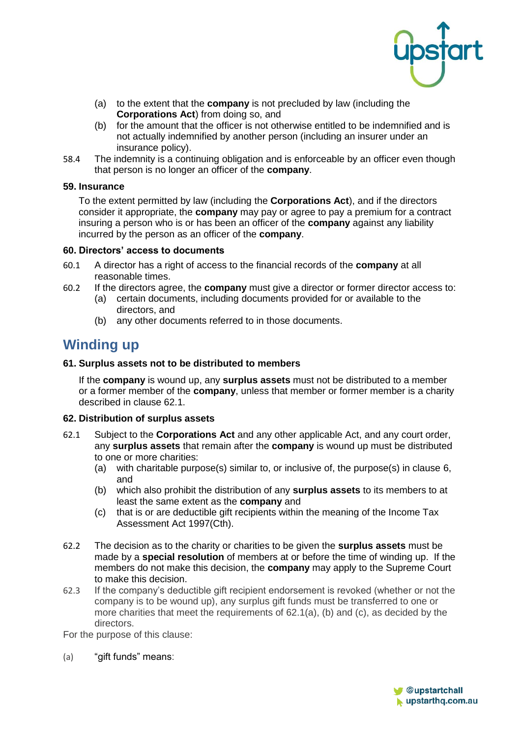(a) to the extent that the **company** is not precluded by law (including the **Corporations Act**) from doing so, and
(b) for the amount that the officer is not otherwise entitled to be indemnified and is not actually indemnified by another person (including an insurer under an insurance policy).

58.4 The indemnity is a continuing obligation and is enforceable by an officer even though that person is no longer an officer of the **company**.

### 59. Insurance

To the extent permitted by law (including the **Corporations Act**), and if the directors consider it appropriate, the **company** may pay or agree to pay a premium for a contract insuring a person who is or has been an officer of the **company** against any liability incurred by the person as an officer of the **company**.

### 60. Directors' access to documents

60.1 A director has a right of access to the financial records of the **company** at all reasonable times.

60.2 If the directors agree, the **company** must give a director or former director access to:
(a) certain documents, including documents provided for or available to the directors, and
(b) any other documents referred to in those documents.

## Winding up

### 61. Surplus assets not to be distributed to members

If the **company** is wound up, any **surplus assets** must not be distributed to a member or a former member of the **company**, unless that member or former member is a charity described in clause 62.1.

### 62. Distribution of surplus assets

62.1 Subject to the **Corporations Act** and any other applicable Act, and any court order, any **surplus assets** that remain after the **company** is wound up must be distributed to one or more charities:
(a) with charitable purpose(s) similar to, or inclusive of, the purpose(s) in clause 6, and
(b) which also prohibit the distribution of any **surplus assets** to its members to at least the same extent as the **company** and
(c) that is or are deductible gift recipients within the meaning of the Income Tax Assessment Act 1997(Cth).

62.2 The decision as to the charity or charities to be given the **surplus assets** must be made by a **special resolution** of members at or before the time of winding up. If the members do not make this decision, the **company** may apply to the Supreme Court to make this decision.

62.3 If the company's deductible gift recipient endorsement is revoked (whether or not the company is to be wound up), any surplus gift funds must be transferred to one or more charities that meet the requirements of 62.1(a), (b) and (c), as decided by the directors.

For the purpose of this clause:

(a) "gift funds" means: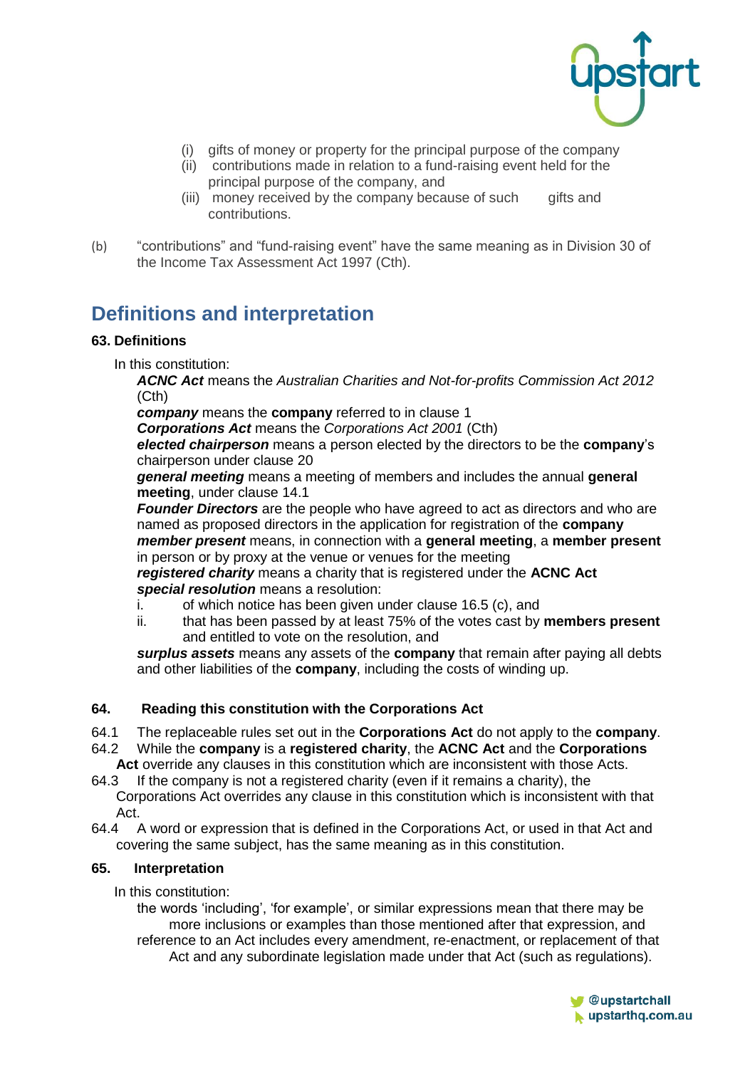(i) gifts of money or property for the principal purpose of the company
(ii) contributions made in relation to a fund-raising event held for the principal purpose of the company, and
(iii) money received by the company because of such gifts and contributions.

(b) "contributions" and "fund-raising event" have the same meaning as in Division 30 of the Income Tax Assessment Act 1997 (Cth).

# Definitions and interpretation

### 63. Definitions

In this constitution:

***ACNC Act*** means the *Australian Charities and Not-for-profits Commission Act 2012* (Cth)

***company*** means the **company** referred to in clause 1

***Corporations Act*** means the *Corporations Act 2001* (Cth)

***elected chairperson*** means a person elected by the directors to be the **company**'s chairperson under clause 20

***general meeting*** means a meeting of members and includes the annual **general meeting**, under clause 14.1

***Founder Directors*** are the people who have agreed to act as directors and who are named as proposed directors in the application for registration of the **company**

***member present*** means, in connection with a **general meeting**, a **member present** in person or by proxy at the venue or venues for the meeting

***registered charity*** means a charity that is registered under the **ACNC Act**

***special resolution*** means a resolution:

i. of which notice has been given under clause 16.5 (c), and
ii. that has been passed by at least 75% of the votes cast by **members present** and entitled to vote on the resolution, and

***surplus assets*** means any assets of the **company** that remain after paying all debts and other liabilities of the **company**, including the costs of winding up.

### 64. Reading this constitution with the Corporations Act

64.1 The replaceable rules set out in the **Corporations Act** do not apply to the **company**.

64.2 While the **company** is a **registered charity**, the **ACNC Act** and the **Corporations Act** override any clauses in this constitution which are inconsistent with those Acts.

64.3 If the company is not a registered charity (even if it remains a charity), the Corporations Act overrides any clause in this constitution which is inconsistent with that Act.

64.4 A word or expression that is defined in the Corporations Act, or used in that Act and covering the same subject, has the same meaning as in this constitution.

### 65. Interpretation

In this constitution:

the words 'including', 'for example', or similar expressions mean that there may be more inclusions or examples than those mentioned after that expression, and

reference to an Act includes every amendment, re-enactment, or replacement of that Act and any subordinate legislation made under that Act (such as regulations).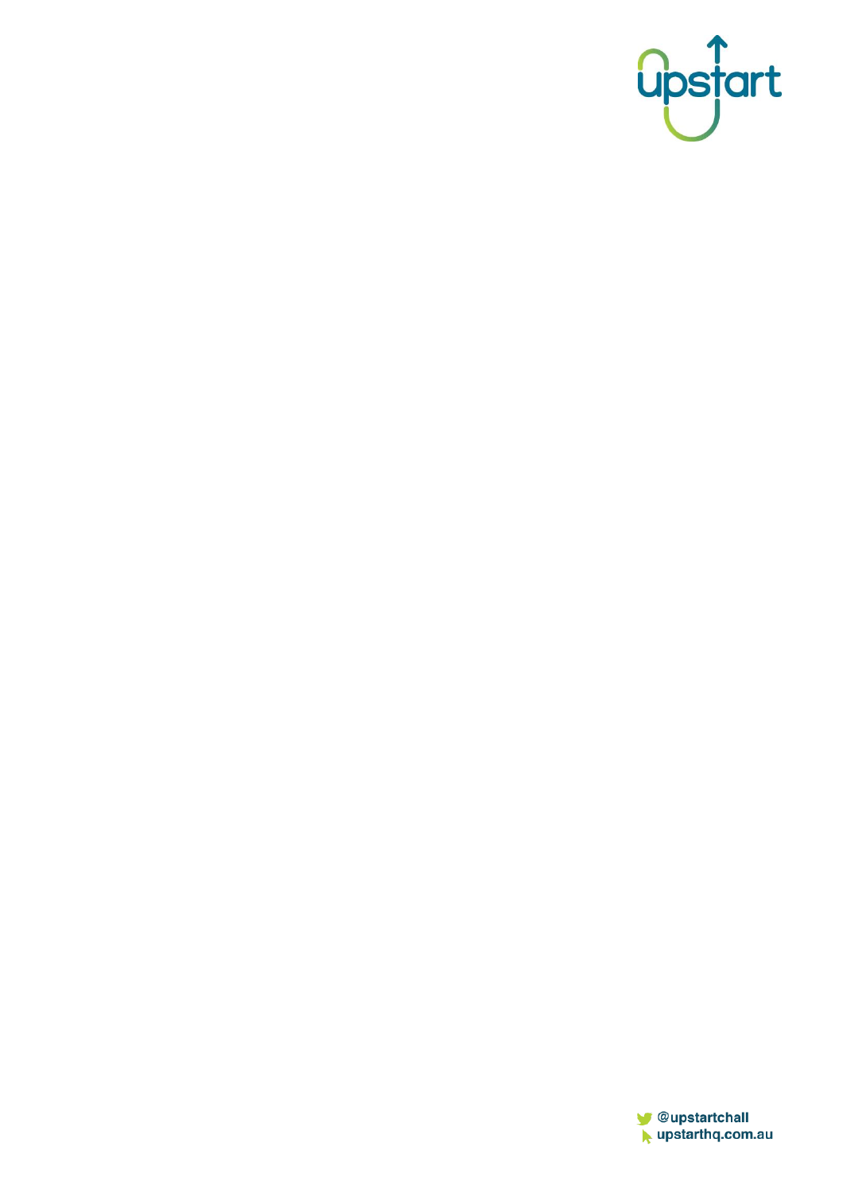upstart

@upstartchall
upstarthq.com.au